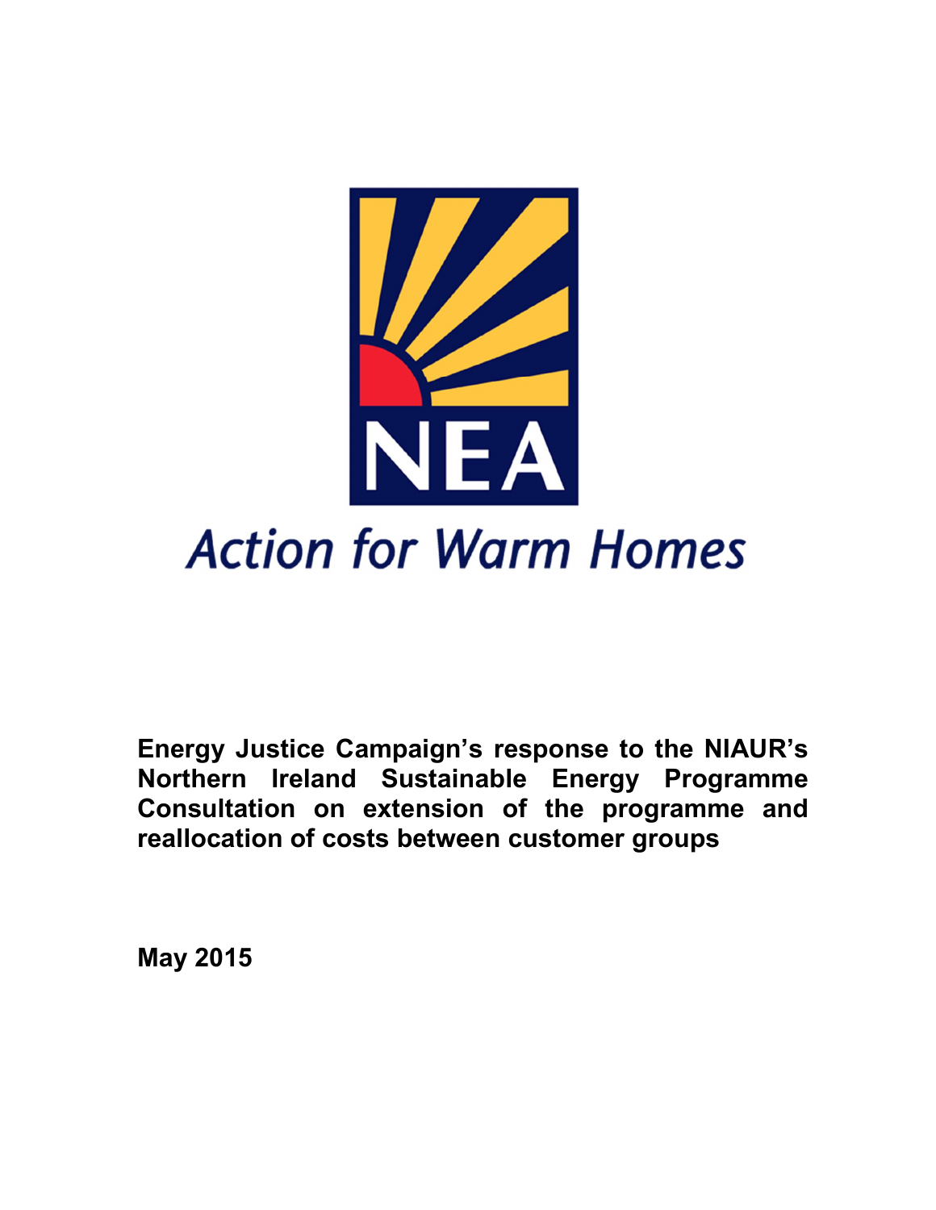NEA

*Action for Warm Homes*

**Energy Justice Campaign's response to the NIAUR's Northern Ireland Sustainable Energy Programme Consultation on extension of the programme and reallocation of costs between customer groups**

**May 2015**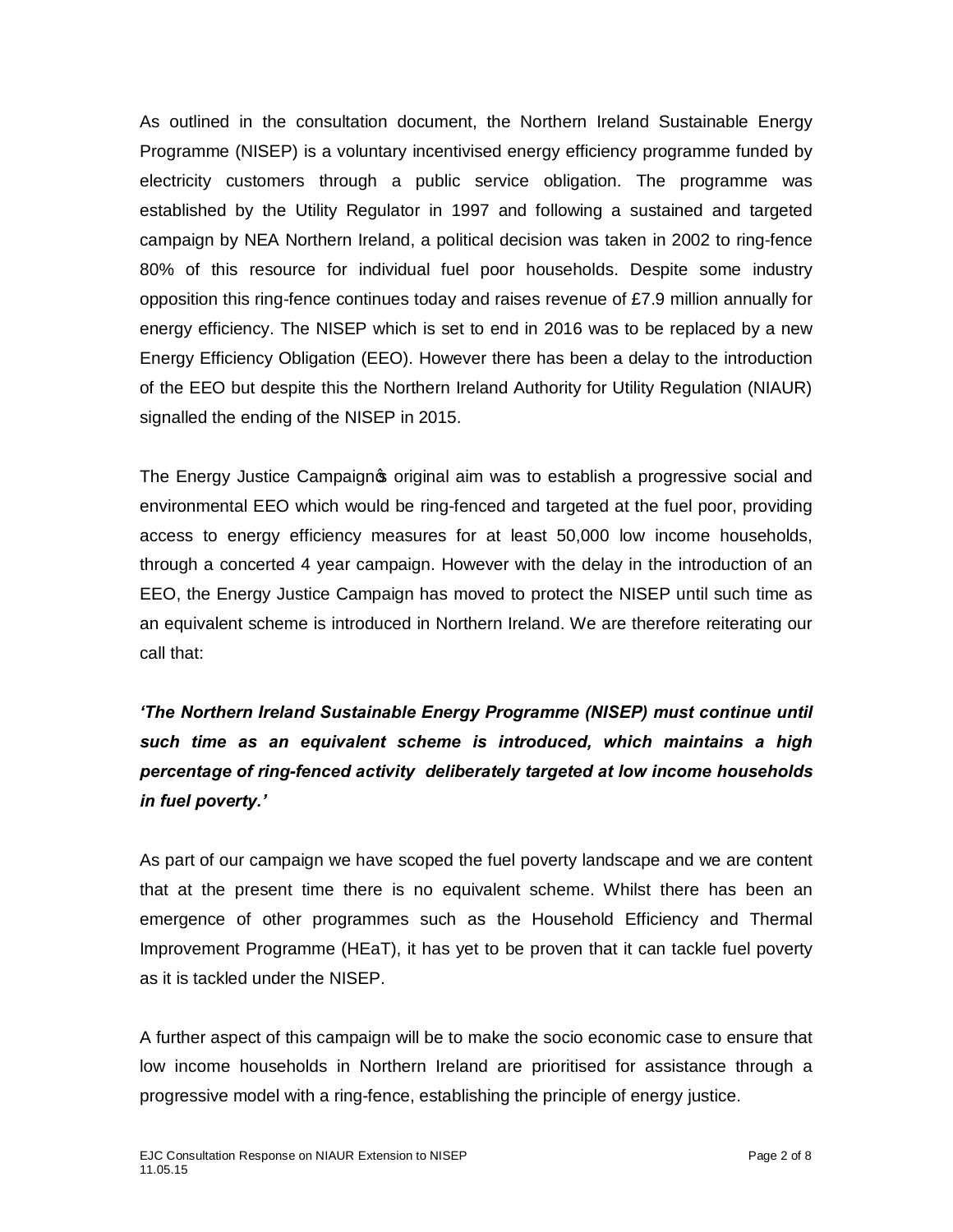As outlined in the consultation document, the Northern Ireland Sustainable Energy Programme (NISEP) is a voluntary incentivised energy efficiency programme funded by electricity customers through a public service obligation. The programme was established by the Utility Regulator in 1997 and following a sustained and targeted campaign by NEA Northern Ireland, a political decision was taken in 2002 to ring-fence 80% of this resource for individual fuel poor households. Despite some industry opposition this ring-fence continues today and raises revenue of £7.9 million annually for energy efficiency. The NISEP which is set to end in 2016 was to be replaced by a new Energy Efficiency Obligation (EEO). However there has been a delay to the introduction of the EEO but despite this the Northern Ireland Authority for Utility Regulation (NIAUR) signalled the ending of the NISEP in 2015.

The Energy Justice Campaign's original aim was to establish a progressive social and environmental EEO which would be ring-fenced and targeted at the fuel poor, providing access to energy efficiency measures for at least 50,000 low income households, through a concerted 4 year campaign. However with the delay in the introduction of an EEO, the Energy Justice Campaign has moved to protect the NISEP until such time as an equivalent scheme is introduced in Northern Ireland. We are therefore reiterating our call that:

***'The Northern Ireland Sustainable Energy Programme (NISEP) must continue until such time as an equivalent scheme is introduced, which maintains a high percentage of ring-fenced activity deliberately targeted at low income households in fuel poverty.'***

As part of our campaign we have scoped the fuel poverty landscape and we are content that at the present time there is no equivalent scheme. Whilst there has been an emergence of other programmes such as the Household Efficiency and Thermal Improvement Programme (HEaT), it has yet to be proven that it can tackle fuel poverty as it is tackled under the NISEP.

A further aspect of this campaign will be to make the socio economic case to ensure that low income households in Northern Ireland are prioritised for assistance through a progressive model with a ring-fence, establishing the principle of energy justice.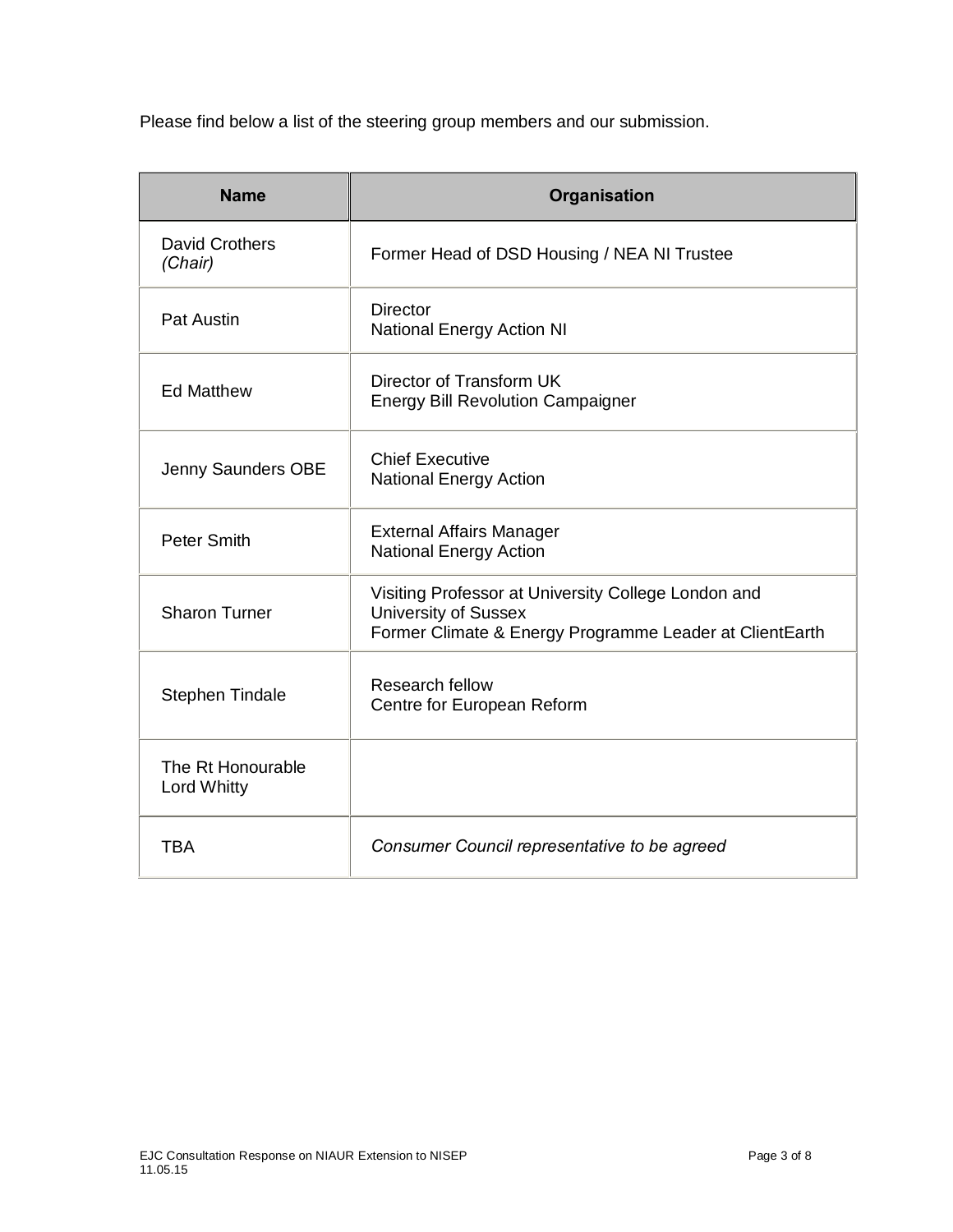Please find below a list of the steering group members and our submission.

| Name | Organisation |
|---|---|
| David Crothers *(Chair)* | Former Head of DSD Housing / NEA NI Trustee |
| Pat Austin | Director<br>National Energy Action NI |
| Ed Matthew | Director of Transform UK<br>Energy Bill Revolution Campaigner |
| Jenny Saunders OBE | Chief Executive<br>National Energy Action |
| Peter Smith | External Affairs Manager<br>National Energy Action |
| Sharon Turner | Visiting Professor at University College London and University of Sussex<br>Former Climate & Energy Programme Leader at ClientEarth |
| Stephen Tindale | Research fellow<br>Centre for European Reform |
| The Rt Honourable Lord Whitty | |
| TBA | *Consumer Council representative to be agreed* |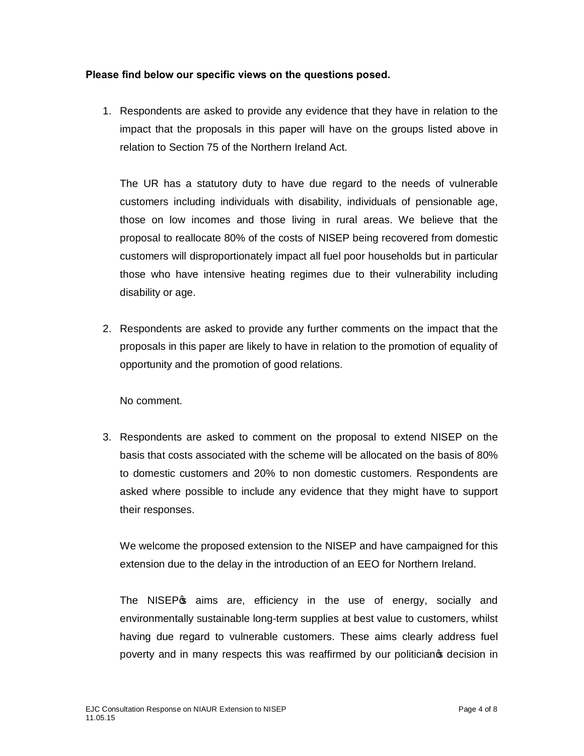**Please find below our specific views on the questions posed.**

1. Respondents are asked to provide any evidence that they have in relation to the impact that the proposals in this paper will have on the groups listed above in relation to Section 75 of the Northern Ireland Act.

   The UR has a statutory duty to have due regard to the needs of vulnerable customers including individuals with disability, individuals of pensionable age, those on low incomes and those living in rural areas. We believe that the proposal to reallocate 80% of the costs of NISEP being recovered from domestic customers will disproportionately impact all fuel poor households but in particular those who have intensive heating regimes due to their vulnerability including disability or age.

2. Respondents are asked to provide any further comments on the impact that the proposals in this paper are likely to have in relation to the promotion of equality of opportunity and the promotion of good relations.

   No comment.

3. Respondents are asked to comment on the proposal to extend NISEP on the basis that costs associated with the scheme will be allocated on the basis of 80% to domestic customers and 20% to non domestic customers. Respondents are asked where possible to include any evidence that they might have to support their responses.

   We welcome the proposed extension to the NISEP and have campaigned for this extension due to the delay in the introduction of an EEO for Northern Ireland.

   The NISEP's aims are, efficiency in the use of energy, socially and environmentally sustainable long-term supplies at best value to customers, whilst having due regard to vulnerable customers. These aims clearly address fuel poverty and in many respects this was reaffirmed by our politician's decision in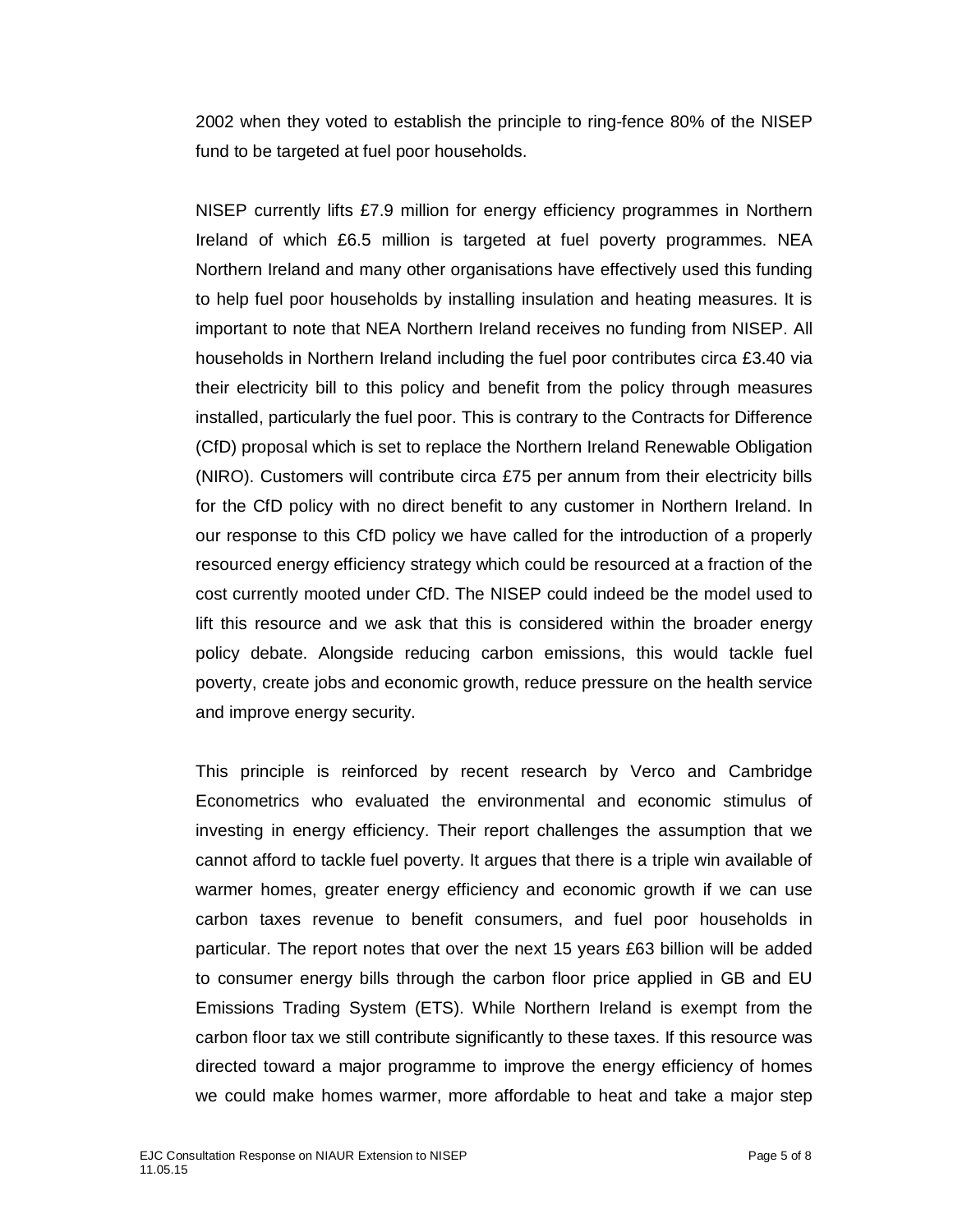2002 when they voted to establish the principle to ring-fence 80% of the NISEP fund to be targeted at fuel poor households.

NISEP currently lifts £7.9 million for energy efficiency programmes in Northern Ireland of which £6.5 million is targeted at fuel poverty programmes. NEA Northern Ireland and many other organisations have effectively used this funding to help fuel poor households by installing insulation and heating measures. It is important to note that NEA Northern Ireland receives no funding from NISEP. All households in Northern Ireland including the fuel poor contributes circa £3.40 via their electricity bill to this policy and benefit from the policy through measures installed, particularly the fuel poor. This is contrary to the Contracts for Difference (CfD) proposal which is set to replace the Northern Ireland Renewable Obligation (NIRO). Customers will contribute circa £75 per annum from their electricity bills for the CfD policy with no direct benefit to any customer in Northern Ireland. In our response to this CfD policy we have called for the introduction of a properly resourced energy efficiency strategy which could be resourced at a fraction of the cost currently mooted under CfD. The NISEP could indeed be the model used to lift this resource and we ask that this is considered within the broader energy policy debate. Alongside reducing carbon emissions, this would tackle fuel poverty, create jobs and economic growth, reduce pressure on the health service and improve energy security.

This principle is reinforced by recent research by Verco and Cambridge Econometrics who evaluated the environmental and economic stimulus of investing in energy efficiency. Their report challenges the assumption that we cannot afford to tackle fuel poverty. It argues that there is a triple win available of warmer homes, greater energy efficiency and economic growth if we can use carbon taxes revenue to benefit consumers, and fuel poor households in particular. The report notes that over the next 15 years £63 billion will be added to consumer energy bills through the carbon floor price applied in GB and EU Emissions Trading System (ETS). While Northern Ireland is exempt from the carbon floor tax we still contribute significantly to these taxes. If this resource was directed toward a major programme to improve the energy efficiency of homes we could make homes warmer, more affordable to heat and take a major step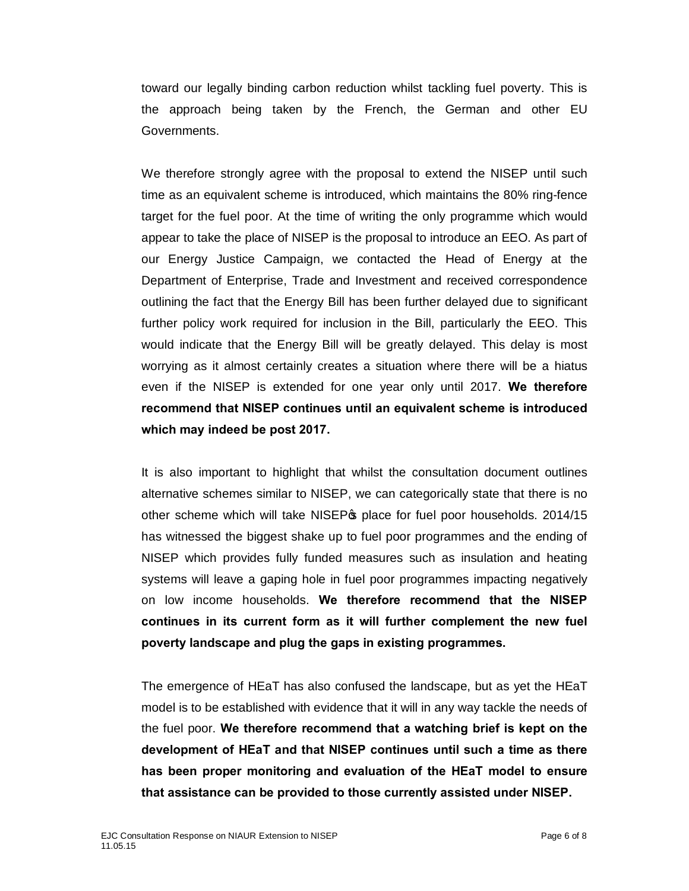toward our legally binding carbon reduction whilst tackling fuel poverty. This is the approach being taken by the French, the German and other EU Governments.

We therefore strongly agree with the proposal to extend the NISEP until such time as an equivalent scheme is introduced, which maintains the 80% ring-fence target for the fuel poor. At the time of writing the only programme which would appear to take the place of NISEP is the proposal to introduce an EEO. As part of our Energy Justice Campaign, we contacted the Head of Energy at the Department of Enterprise, Trade and Investment and received correspondence outlining the fact that the Energy Bill has been further delayed due to significant further policy work required for inclusion in the Bill, particularly the EEO. This would indicate that the Energy Bill will be greatly delayed. This delay is most worrying as it almost certainly creates a situation where there will be a hiatus even if the NISEP is extended for one year only until 2017. **We therefore recommend that NISEP continues until an equivalent scheme is introduced which may indeed be post 2017.**

It is also important to highlight that whilst the consultation document outlines alternative schemes similar to NISEP, we can categorically state that there is no other scheme which will take NISEP's place for fuel poor households. 2014/15 has witnessed the biggest shake up to fuel poor programmes and the ending of NISEP which provides fully funded measures such as insulation and heating systems will leave a gaping hole in fuel poor programmes impacting negatively on low income households. **We therefore recommend that the NISEP continues in its current form as it will further complement the new fuel poverty landscape and plug the gaps in existing programmes.**

The emergence of HEaT has also confused the landscape, but as yet the HEaT model is to be established with evidence that it will in any way tackle the needs of the fuel poor. **We therefore recommend that a watching brief is kept on the development of HEaT and that NISEP continues until such a time as there has been proper monitoring and evaluation of the HEaT model to ensure that assistance can be provided to those currently assisted under NISEP.**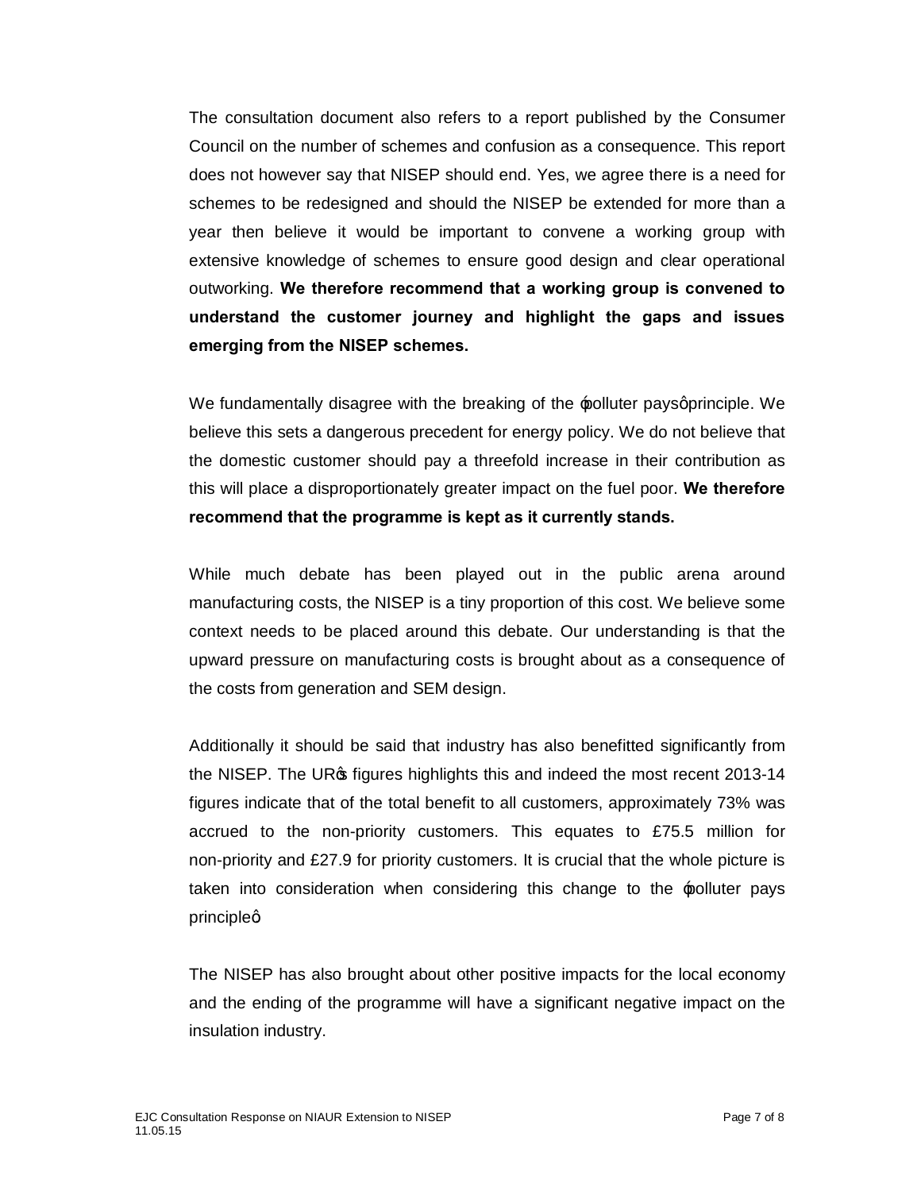The consultation document also refers to a report published by the Consumer Council on the number of schemes and confusion as a consequence. This report does not however say that NISEP should end. Yes, we agree there is a need for schemes to be redesigned and should the NISEP be extended for more than a year then believe it would be important to convene a working group with extensive knowledge of schemes to ensure good design and clear operational outworking. **We therefore recommend that a working group is convened to understand the customer journey and highlight the gaps and issues emerging from the NISEP schemes.**

We fundamentally disagree with the breaking of the 'polluter pays' principle. We believe this sets a dangerous precedent for energy policy. We do not believe that the domestic customer should pay a threefold increase in their contribution as this will place a disproportionately greater impact on the fuel poor. **We therefore recommend that the programme is kept as it currently stands.**

While much debate has been played out in the public arena around manufacturing costs, the NISEP is a tiny proportion of this cost. We believe some context needs to be placed around this debate. Our understanding is that the upward pressure on manufacturing costs is brought about as a consequence of the costs from generation and SEM design.

Additionally it should be said that industry has also benefitted significantly from the NISEP. The UR's figures highlights this and indeed the most recent 2013-14 figures indicate that of the total benefit to all customers, approximately 73% was accrued to the non-priority customers. This equates to £75.5 million for non-priority and £27.9 for priority customers. It is crucial that the whole picture is taken into consideration when considering this change to the 'polluter pays principle'.

The NISEP has also brought about other positive impacts for the local economy and the ending of the programme will have a significant negative impact on the insulation industry.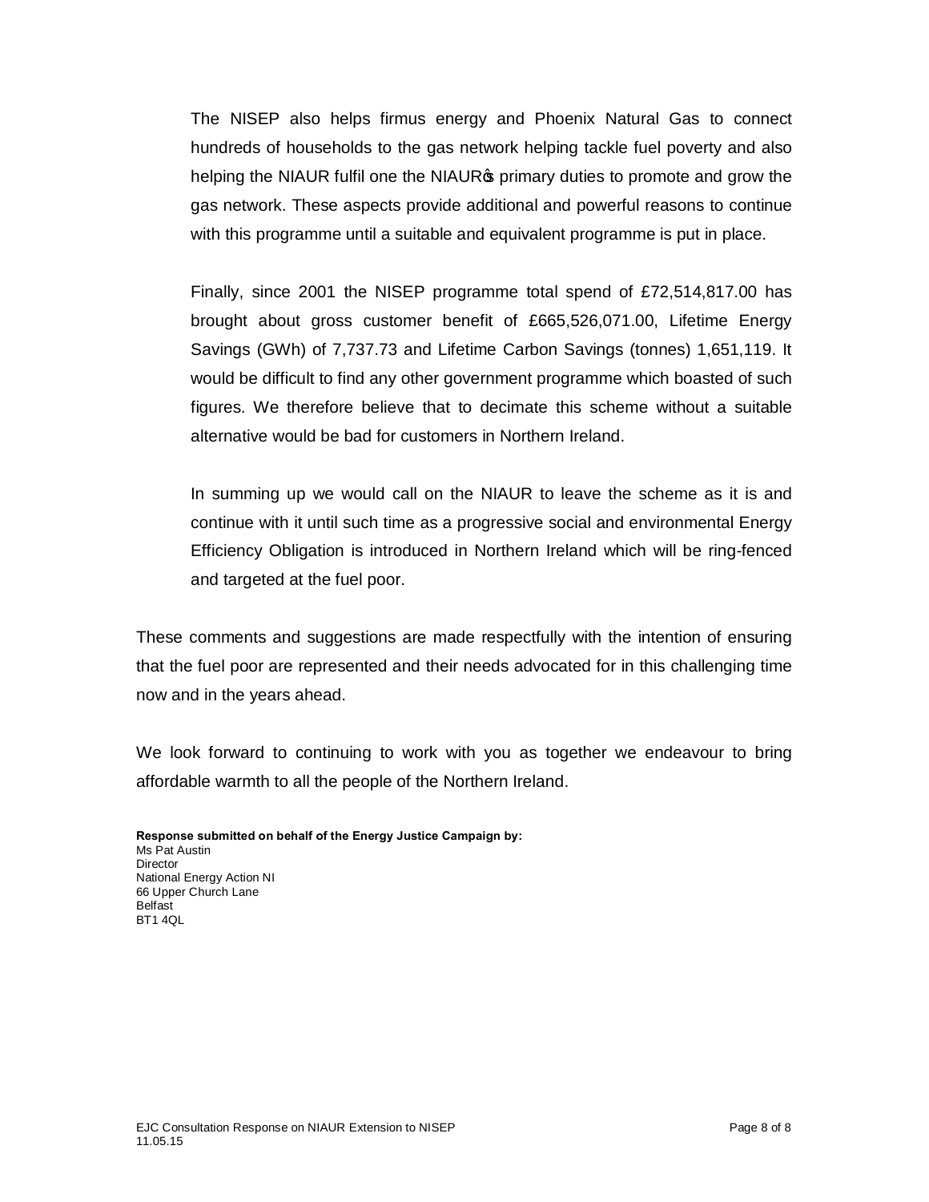The NISEP also helps firmus energy and Phoenix Natural Gas to connect hundreds of households to the gas network helping tackle fuel poverty and also helping the NIAUR fulfil one the NIAUR's primary duties to promote and grow the gas network. These aspects provide additional and powerful reasons to continue with this programme until a suitable and equivalent programme is put in place.

Finally, since 2001 the NISEP programme total spend of £72,514,817.00 has brought about gross customer benefit of £665,526,071.00, Lifetime Energy Savings (GWh) of 7,737.73 and Lifetime Carbon Savings (tonnes) 1,651,119. It would be difficult to find any other government programme which boasted of such figures. We therefore believe that to decimate this scheme without a suitable alternative would be bad for customers in Northern Ireland.

In summing up we would call on the NIAUR to leave the scheme as it is and continue with it until such time as a progressive social and environmental Energy Efficiency Obligation is introduced in Northern Ireland which will be ring-fenced and targeted at the fuel poor.

These comments and suggestions are made respectfully with the intention of ensuring that the fuel poor are represented and their needs advocated for in this challenging time now and in the years ahead.

We look forward to continuing to work with you as together we endeavour to bring affordable warmth to all the people of the Northern Ireland.

**Response submitted on behalf of the Energy Justice Campaign by:**
Ms Pat Austin
Director
National Energy Action NI
66 Upper Church Lane
Belfast
BT1 4QL